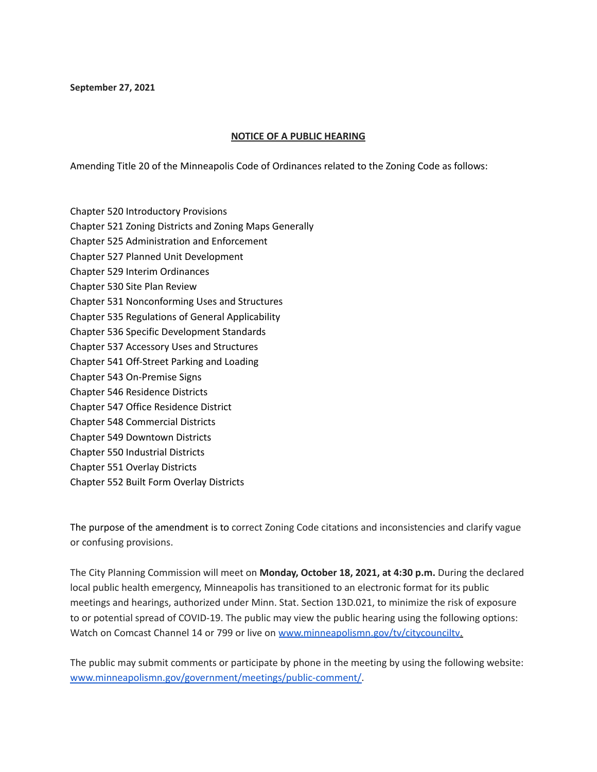**September 27, 2021**

# NOTICE OF A PUBLIC HEARING

Amending Title 20 of the Minneapolis Code of Ordinances related to the Zoning Code as follows:

Chapter 520 Introductory Provisions
Chapter 521 Zoning Districts and Zoning Maps Generally
Chapter 525 Administration and Enforcement
Chapter 527 Planned Unit Development
Chapter 529 Interim Ordinances
Chapter 530 Site Plan Review
Chapter 531 Nonconforming Uses and Structures
Chapter 535 Regulations of General Applicability
Chapter 536 Specific Development Standards
Chapter 537 Accessory Uses and Structures
Chapter 541 Off-Street Parking and Loading
Chapter 543 On-Premise Signs
Chapter 546 Residence Districts
Chapter 547 Office Residence District
Chapter 548 Commercial Districts
Chapter 549 Downtown Districts
Chapter 550 Industrial Districts
Chapter 551 Overlay Districts
Chapter 552 Built Form Overlay Districts

The purpose of the amendment is to correct Zoning Code citations and inconsistencies and clarify vague or confusing provisions.

The City Planning Commission will meet on **Monday, October 18, 2021, at 4:30 p.m.** During the declared local public health emergency, Minneapolis has transitioned to an electronic format for its public meetings and hearings, authorized under Minn. Stat. Section 13D.021, to minimize the risk of exposure to or potential spread of COVID-19. The public may view the public hearing using the following options: Watch on Comcast Channel 14 or 799 or live on [www.minneapolismn.gov/tv/citycounciltv.](www.minneapolismn.gov/tv/citycounciltv)

The public may submit comments or participate by phone in the meeting by using the following website: [www.minneapolismn.gov/government/meetings/public-comment/](www.minneapolismn.gov/government/meetings/public-comment/).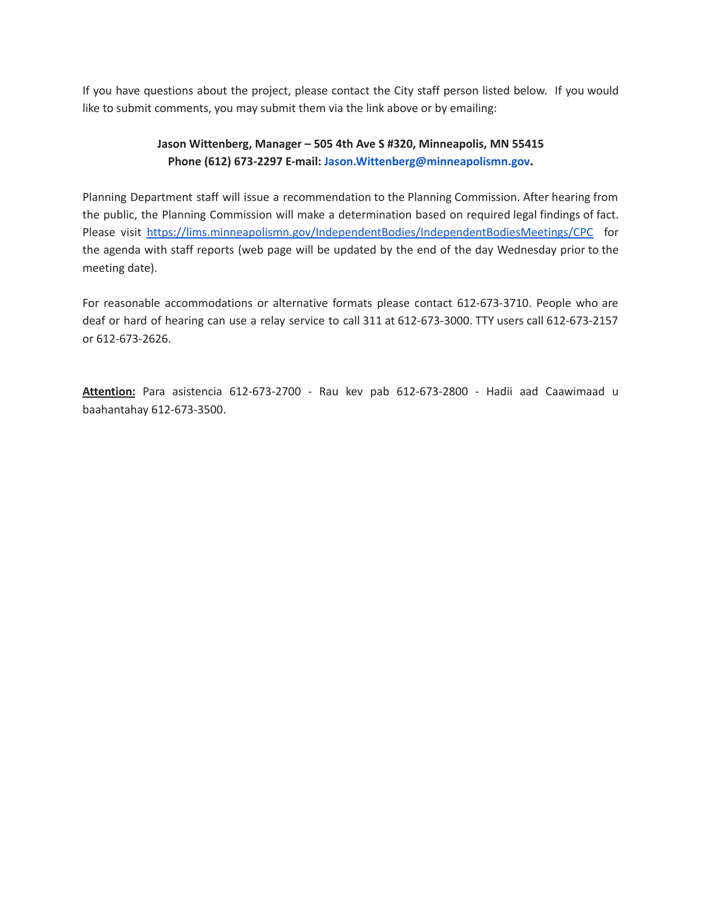If you have questions about the project, please contact the City staff person listed below. If you would like to submit comments, you may submit them via the link above or by emailing:

**Jason Wittenberg, Manager – 505 4th Ave S #320, Minneapolis, MN 55415**
**Phone (612) 673-2297 E-mail: Jason.Wittenberg@minneapolismn.gov.**

Planning Department staff will issue a recommendation to the Planning Commission. After hearing from the public, the Planning Commission will make a determination based on required legal findings of fact. Please visit https://lims.minneapolismn.gov/IndependentBodies/IndependentBodiesMeetings/CPC for the agenda with staff reports (web page will be updated by the end of the day Wednesday prior to the meeting date).

For reasonable accommodations or alternative formats please contact 612-673-3710. People who are deaf or hard of hearing can use a relay service to call 311 at 612-673-3000. TTY users call 612-673-2157 or 612-673-2626.

**Attention:** Para asistencia 612-673-2700 - Rau kev pab 612-673-2800 - Hadii aad Caawimaad u baahantahay 612-673-3500.